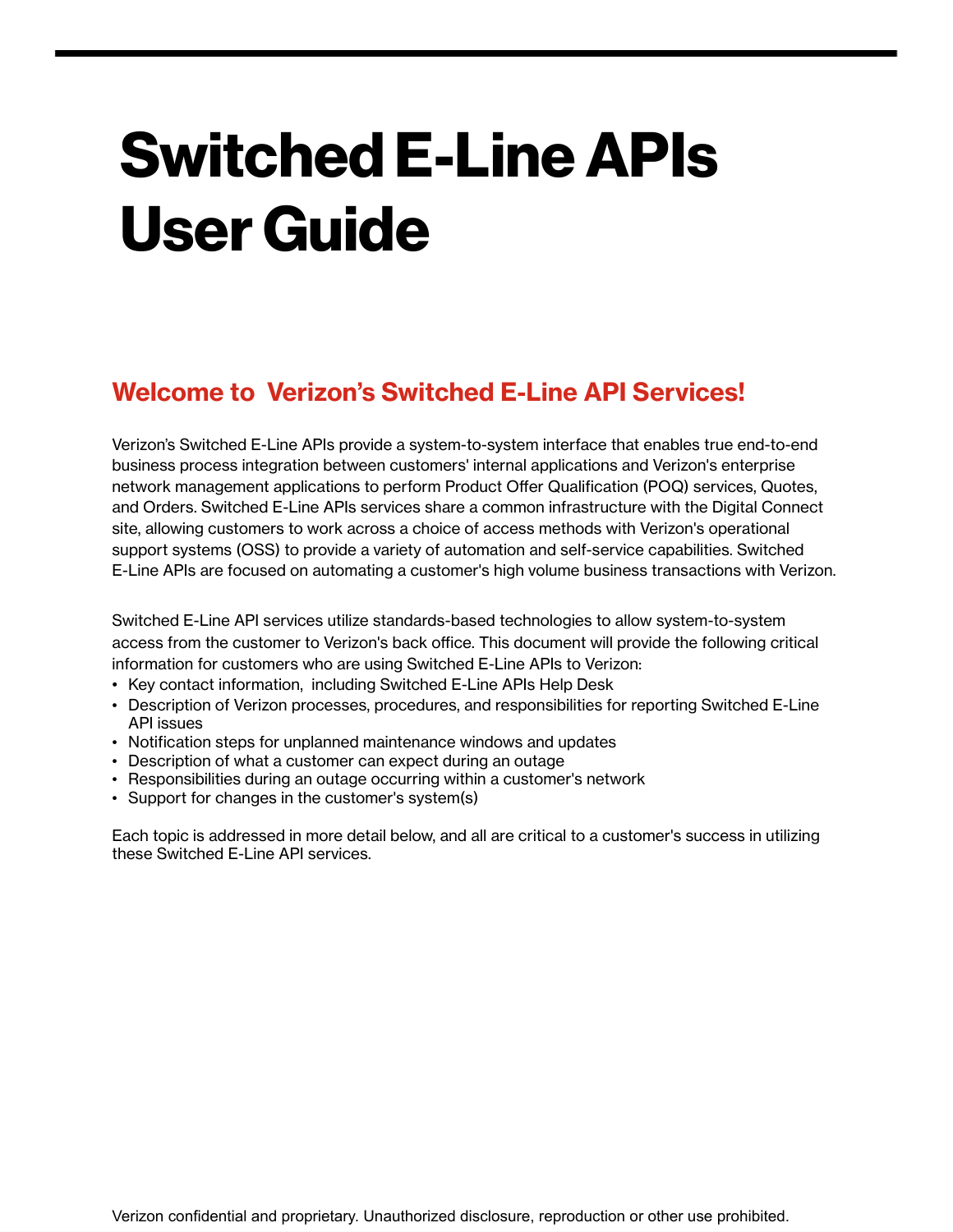# Switched E-Line APIs User Guide

## Welcome to Verizon's Switched E-Line API Services!

Verizon's Switched E-Line APIs provide a system-to-system interface that enables true end-to-end business process integration between customers' internal applications and Verizon's enterprise network management applications to perform Product Offer Qualification (POQ) services, Quotes, and Orders. Switched E-Line APIs services share a common infrastructure with the Digital Connect site, allowing customers to work across a choice of access methods with Verizon's operational support systems (OSS) to provide a variety of automation and self-service capabilities. Switched E-Line APIs are focused on automating a customer's high volume business transactions with Verizon.

Switched E-Line API services utilize standards-based technologies to allow system-to-system access from the customer to Verizon's back office. This document will provide the following critical information for customers who are using Switched E-Line APIs to Verizon:

- Key contact information, including Switched E-Line APIs Help Desk
- Description of Verizon processes, procedures, and responsibilities for reporting Switched E-Line API issues
- Notification steps for unplanned maintenance windows and updates
- Description of what a customer can expect during an outage
- Responsibilities during an outage occurring within a customer's network
- Support for changes in the customer's system(s)

Each topic is addressed in more detail below, and all are critical to a customer's success in utilizing these Switched E-Line API services.

Verizon confidential and proprietary. Unauthorized disclosure, reproduction or other use prohibited.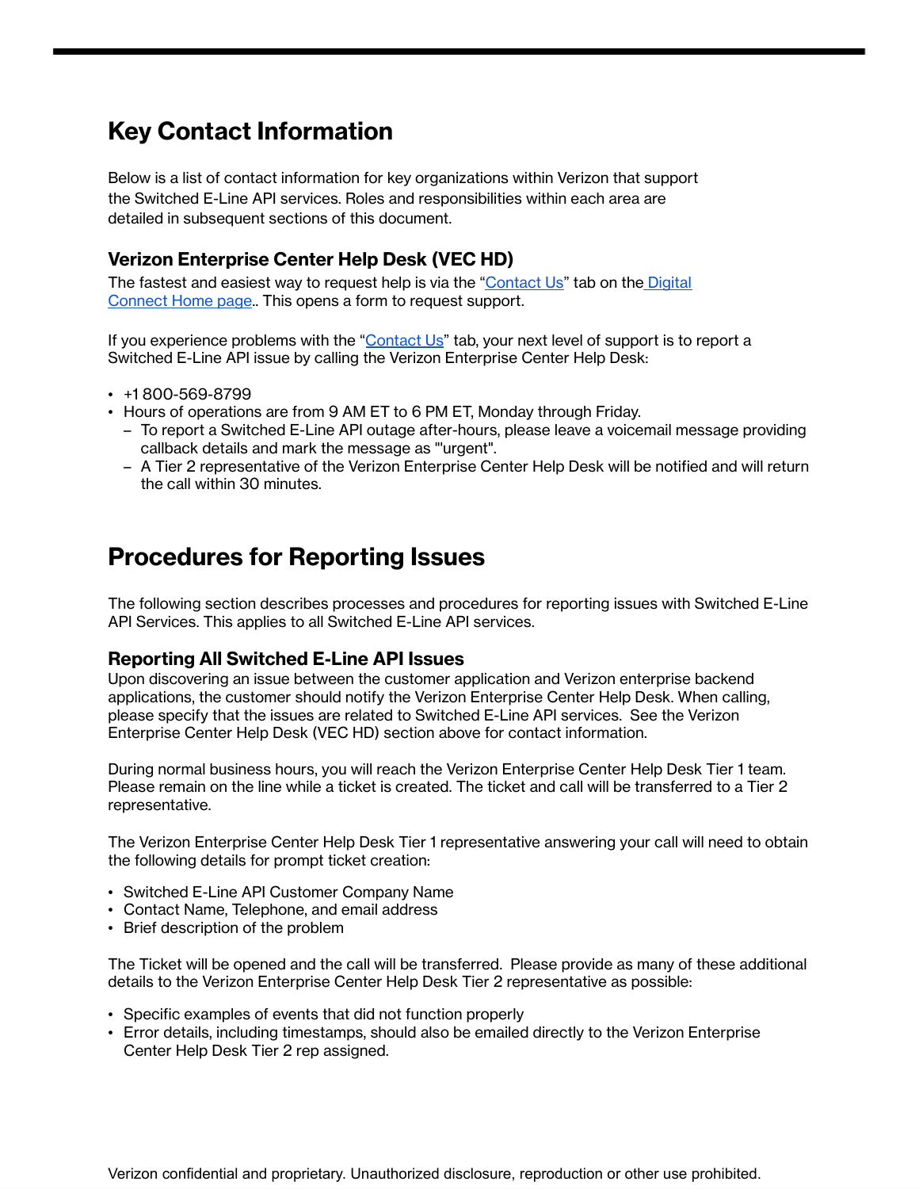# Key Contact Information

Below is a list of contact information for key organizations within Verizon that support the Switched E-Line API services. Roles and responsibilities within each area are detailed in subsequent sections of this document.

## Verizon Enterprise Center Help Desk (VEC HD)

The fastest and easiest way to request help is via the "Contact Us" tab on the Digital Connect Home page.. This opens a form to request support.

If you experience problems with the "Contact Us" tab, your next level of support is to report a Switched E-Line API issue by calling the Verizon Enterprise Center Help Desk:

- +1 800-569-8799
- Hours of operations are from 9 AM ET to 6 PM ET, Monday through Friday.
  - To report a Switched E-Line API outage after-hours, please leave a voicemail message providing callback details and mark the message as "'urgent".
  - A Tier 2 representative of the Verizon Enterprise Center Help Desk will be notified and will return the call within 30 minutes.

# Procedures for Reporting Issues

The following section describes processes and procedures for reporting issues with Switched E-Line API Services. This applies to all Switched E-Line API services.

## Reporting All Switched E-Line API Issues

Upon discovering an issue between the customer application and Verizon enterprise backend applications, the customer should notify the Verizon Enterprise Center Help Desk. When calling, please specify that the issues are related to Switched E-Line API services. See the Verizon Enterprise Center Help Desk (VEC HD) section above for contact information.

During normal business hours, you will reach the Verizon Enterprise Center Help Desk Tier 1 team. Please remain on the line while a ticket is created. The ticket and call will be transferred to a Tier 2 representative.

The Verizon Enterprise Center Help Desk Tier 1 representative answering your call will need to obtain the following details for prompt ticket creation:

- Switched E-Line API Customer Company Name
- Contact Name, Telephone, and email address
- Brief description of the problem

The Ticket will be opened and the call will be transferred. Please provide as many of these additional details to the Verizon Enterprise Center Help Desk Tier 2 representative as possible:

- Specific examples of events that did not function properly
- Error details, including timestamps, should also be emailed directly to the Verizon Enterprise Center Help Desk Tier 2 rep assigned.

Verizon confidential and proprietary. Unauthorized disclosure, reproduction or other use prohibited.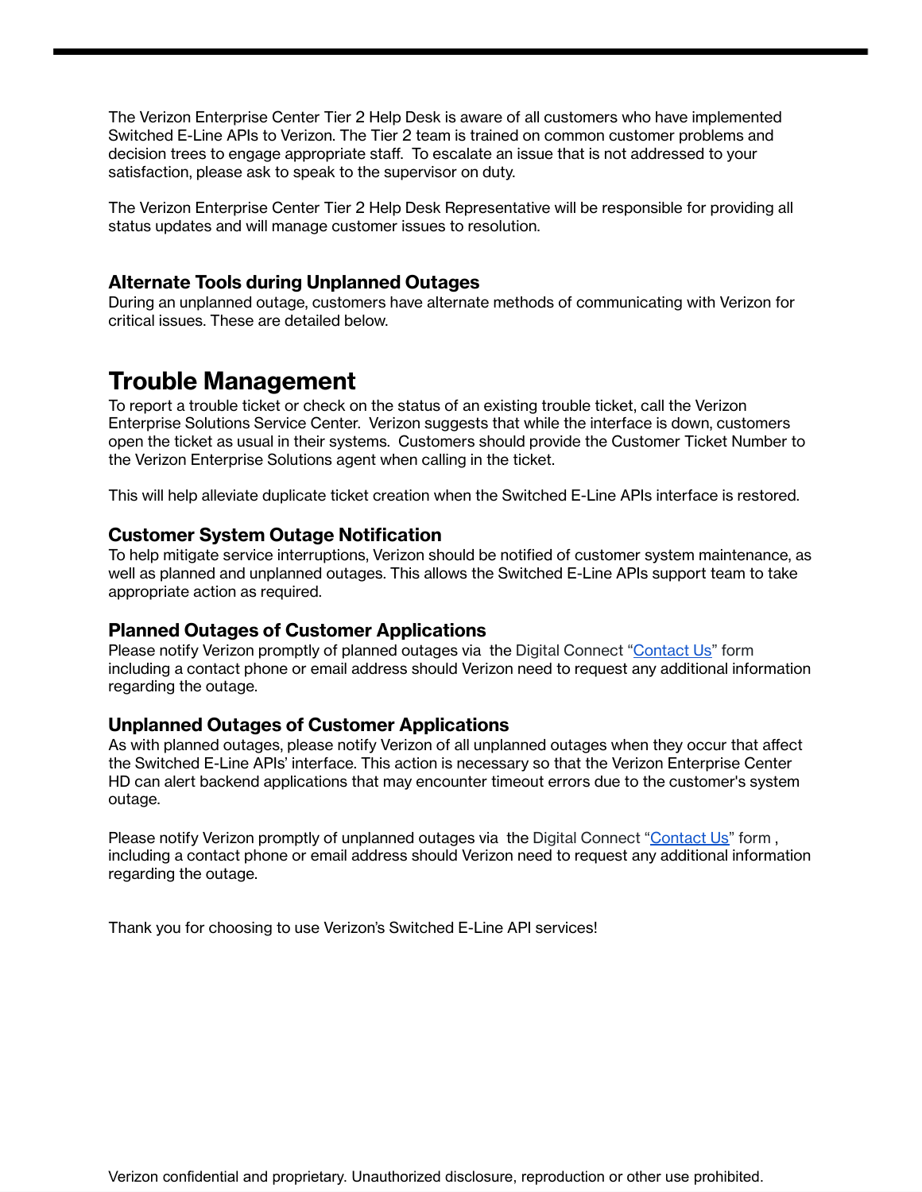The Verizon Enterprise Center Tier 2 Help Desk is aware of all customers who have implemented Switched E-Line APIs to Verizon. The Tier 2 team is trained on common customer problems and decision trees to engage appropriate staff. To escalate an issue that is not addressed to your satisfaction, please ask to speak to the supervisor on duty.

The Verizon Enterprise Center Tier 2 Help Desk Representative will be responsible for providing all status updates and will manage customer issues to resolution.

### Alternate Tools during Unplanned Outages

During an unplanned outage, customers have alternate methods of communicating with Verizon for critical issues. These are detailed below.

## Trouble Management

To report a trouble ticket or check on the status of an existing trouble ticket, call the Verizon Enterprise Solutions Service Center. Verizon suggests that while the interface is down, customers open the ticket as usual in their systems. Customers should provide the Customer Ticket Number to the Verizon Enterprise Solutions agent when calling in the ticket.

This will help alleviate duplicate ticket creation when the Switched E-Line APIs interface is restored.

### Customer System Outage Notification

To help mitigate service interruptions, Verizon should be notified of customer system maintenance, as well as planned and unplanned outages. This allows the Switched E-Line APIs support team to take appropriate action as required.

### Planned Outages of Customer Applications

Please notify Verizon promptly of planned outages via the Digital Connect "Contact Us" form including a contact phone or email address should Verizon need to request any additional information regarding the outage.

### Unplanned Outages of Customer Applications

As with planned outages, please notify Verizon of all unplanned outages when they occur that affect the Switched E-Line APIs' interface. This action is necessary so that the Verizon Enterprise Center HD can alert backend applications that may encounter timeout errors due to the customer's system outage.

Please notify Verizon promptly of unplanned outages via the Digital Connect "Contact Us" form , including a contact phone or email address should Verizon need to request any additional information regarding the outage.

Thank you for choosing to use Verizon's Switched E-Line API services!

Verizon confidential and proprietary. Unauthorized disclosure, reproduction or other use prohibited.